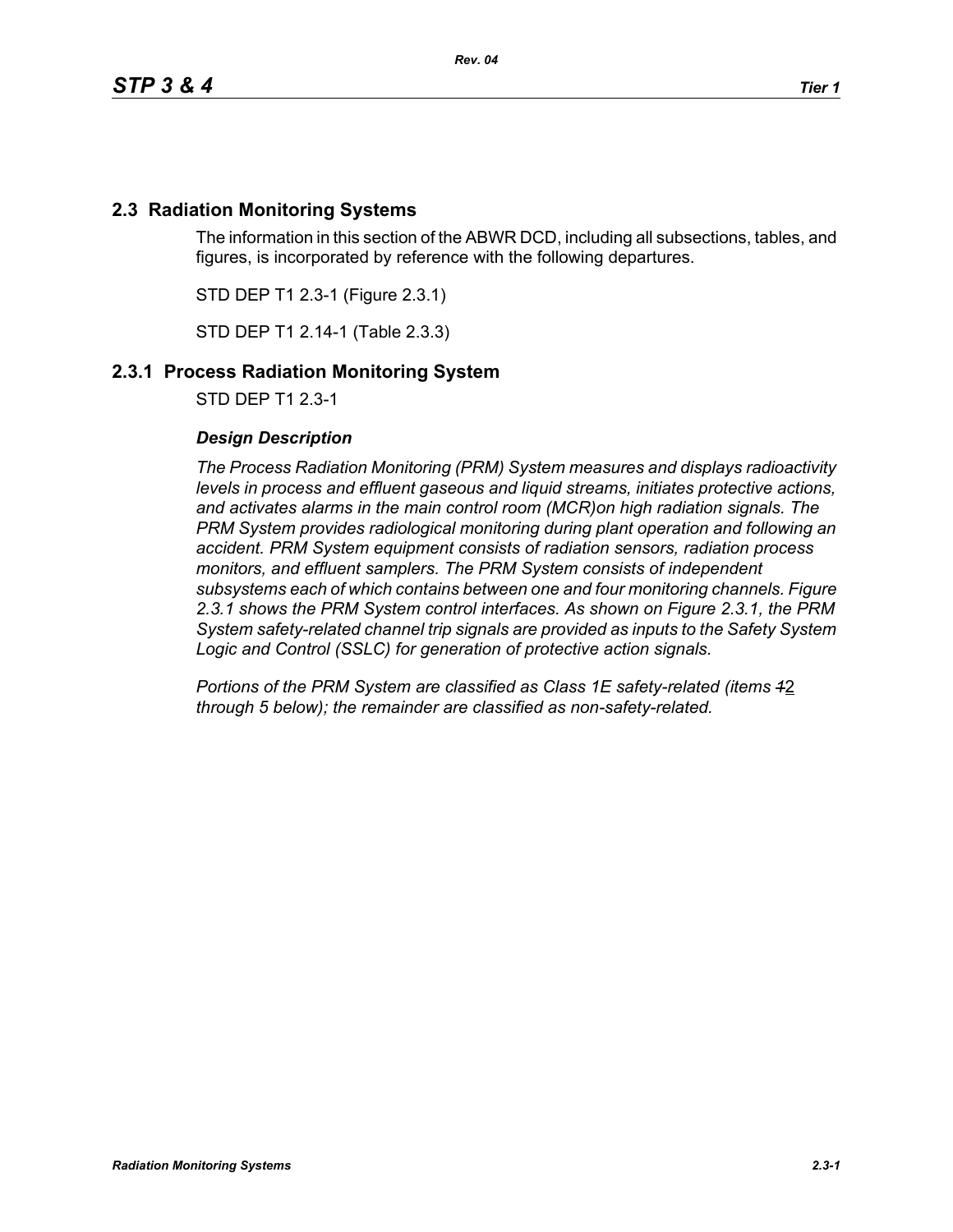## 2.3 Radiation Monitoring Systems

The information in this section of the ABWR DCD, including all subsections, tables, and figures, is incorporated by reference with the following departures.

STD DEP T1 2.3-1 (Figure 2.3.1)

STD DEP T1 2.14-1 (Table 2.3.3)

### 2.3.1 Process Radiation Monitoring System

STD DEP T1 2.3-1

#### *Design Description*

*The Process Radiation Monitoring (PRM) System measures and displays radioactivity levels in process and effluent gaseous and liquid streams, initiates protective actions, and activates alarms in the main control room (MCR)on high radiation signals. The PRM System provides radiological monitoring during plant operation and following an accident. PRM System equipment consists of radiation sensors, radiation process monitors, and effluent samplers. The PRM System consists of independent subsystems each of which contains between one and four monitoring channels. Figure 2.3.1 shows the PRM System control interfaces. As shown on Figure 2.3.1, the PRM System safety-related channel trip signals are provided as inputs to the Safety System Logic and Control (SSLC) for generation of protective action signals.*

*Portions of the PRM System are classified as Class 1E safety-related (items ~~1~~2 through 5 below); the remainder are classified as non-safety-related.*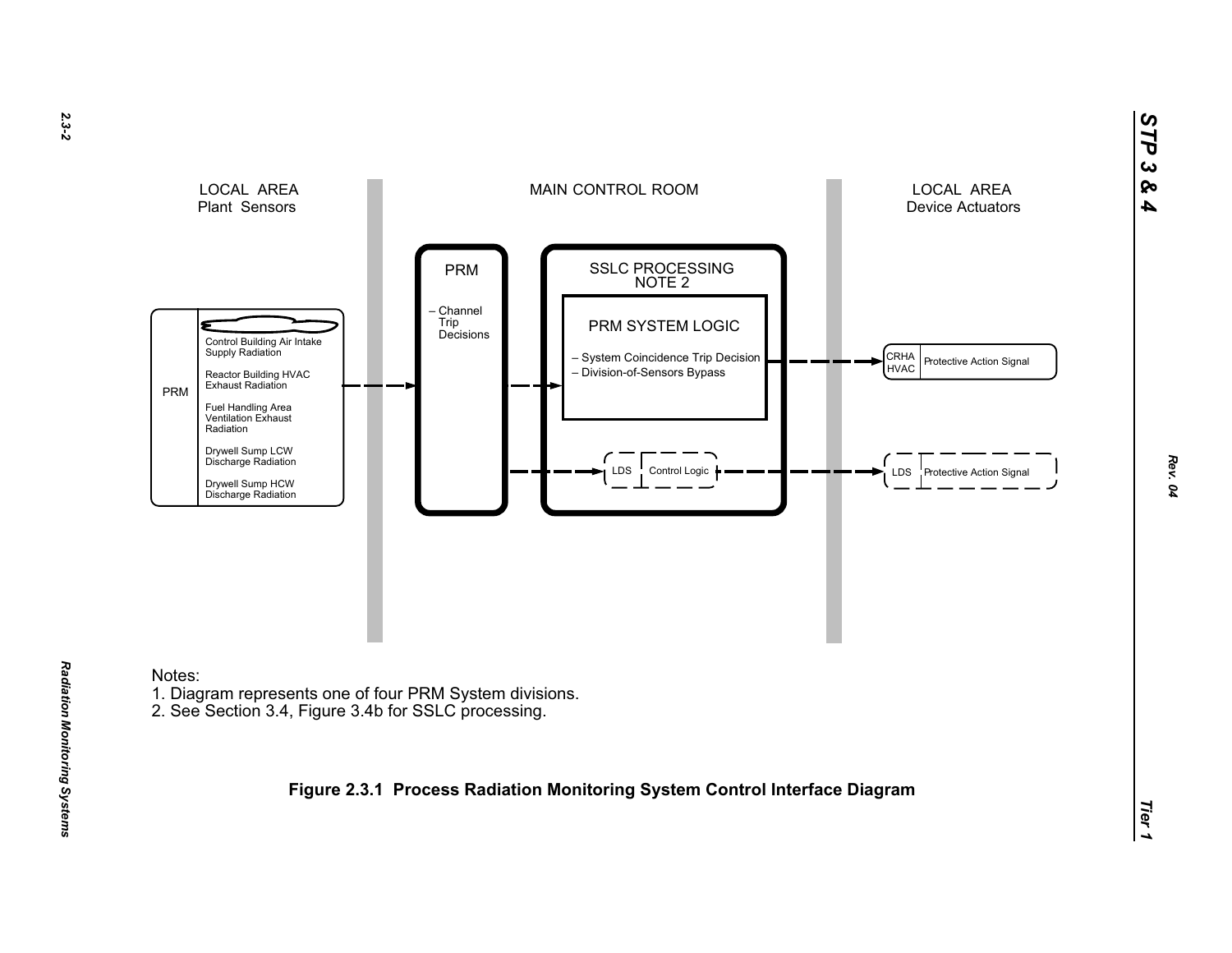LOCAL AREA
Plant Sensors

MAIN CONTROL ROOM

LOCAL AREA
Device Actuators

PRM

- Control Building Air Intake Supply Radiation
- Reactor Building HVAC Exhaust Radiation
- Fuel Handling Area Ventilation Exhaust Radiation
- Drywell Sump LCW Discharge Radiation
- Drywell Sump HCW Discharge Radiation

PRM

– Channel Trip Decisions

SSLC PROCESSING
NOTE 2

PRM SYSTEM LOGIC

– System Coincidence Trip Decision
– Division-of-Sensors Bypass

LDS | Control Logic

CRHA HVAC | Protective Action Signal

LDS | Protective Action Signal

Notes:
1. Diagram represents one of four PRM System divisions.
2. See Section 3.4, Figure 3.4b for SSLC processing.

**Figure 2.3.1 Process Radiation Monitoring System Control Interface Diagram**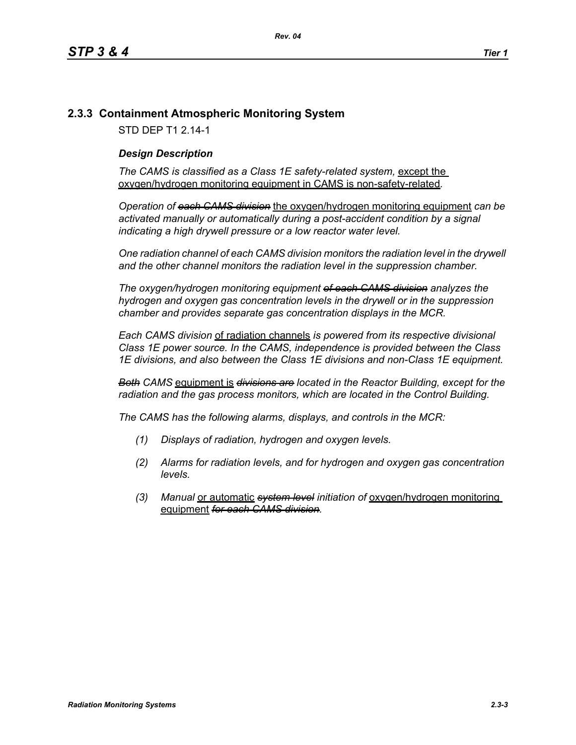## 2.3.3 Containment Atmospheric Monitoring System

STD DEP T1 2.14-1

***Design Description***

*The CAMS is classified as a Class 1E safety-related system,* <u>except the oxygen/hydrogen monitoring equipment in CAMS is non-safety-related</u>*.*

*Operation of* ~~*each CAMS division*~~ <u>the oxygen/hydrogen monitoring equipment</u> *can be activated manually or automatically during a post-accident condition by a signal indicating a high drywell pressure or a low reactor water level.*

*One radiation channel of each CAMS division monitors the radiation level in the drywell and the other channel monitors the radiation level in the suppression chamber.*

*The oxygen/hydrogen monitoring equipment* ~~*of each CAMS division*~~ *analyzes the hydrogen and oxygen gas concentration levels in the drywell or in the suppression chamber and provides separate gas concentration displays in the MCR.*

*Each CAMS division* <u>of radiation channels</u> *is powered from its respective divisional Class 1E power source. In the CAMS, independence is provided between the Class 1E divisions, and also between the Class 1E divisions and non-Class 1E equipment.*

~~*Both*~~ *CAMS* <u>equipment is</u> ~~*divisions are*~~ *located in the Reactor Building, except for the radiation and the gas process monitors, which are located in the Control Building.*

*The CAMS has the following alarms, displays, and controls in the MCR:*

*(1) Displays of radiation, hydrogen and oxygen levels.*

*(2) Alarms for radiation levels, and for hydrogen and oxygen gas concentration levels.*

*(3) Manual* <u>or automatic</u> ~~*system level*~~ *initiation of* <u>oxygen/hydrogen monitoring equipment</u> ~~*for each CAMS division*~~*.*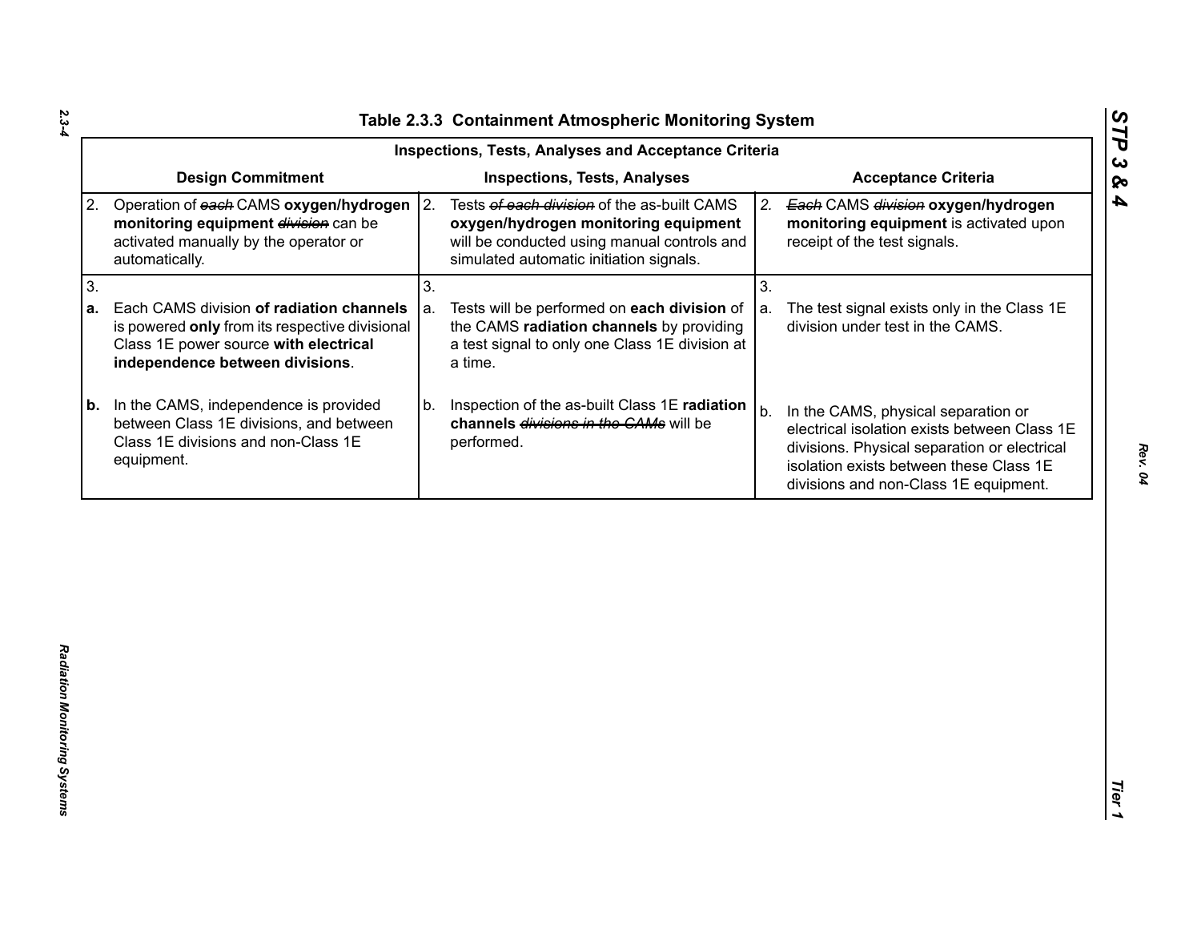# Table 2.3.3 Containment Atmospheric Monitoring System

| Inspections, Tests, Analyses and Acceptance Criteria | | |
|---|---|---|
| **Design Commitment** | **Inspections, Tests, Analyses** | **Acceptance Criteria** |
| 2. Operation of ~~each~~ CAMS **oxygen/hydrogen monitoring equipment** ~~division~~ can be activated manually by the operator or automatically. | 2. Tests ~~of each division~~ of the as-built CAMS **oxygen/hydrogen monitoring equipment** will be conducted using manual controls and simulated automatic initiation signals. | 2. ~~Each~~ CAMS ~~division~~ **oxygen/hydrogen monitoring equipment** is activated upon receipt of the test signals. |
| 3. | 3. | 3. |
| **a.** Each CAMS division **of radiation channels** is powered **only** from its respective divisional Class 1E power source **with electrical independence between divisions**. | a. Tests will be performed on **each division** of the CAMS **radiation channels** by providing a test signal to only one Class 1E division at a time. | a. The test signal exists only in the Class 1E division under test in the CAMS. |
| **b.** In the CAMS, independence is provided between Class 1E divisions, and between Class 1E divisions and non-Class 1E equipment. | b. Inspection of the as-built Class 1E **radiation channels** ~~divisions in the CAMs~~ will be performed. | b. In the CAMS, physical separation or electrical isolation exists between Class 1E divisions. Physical separation or electrical isolation exists between these Class 1E divisions and non-Class 1E equipment. |